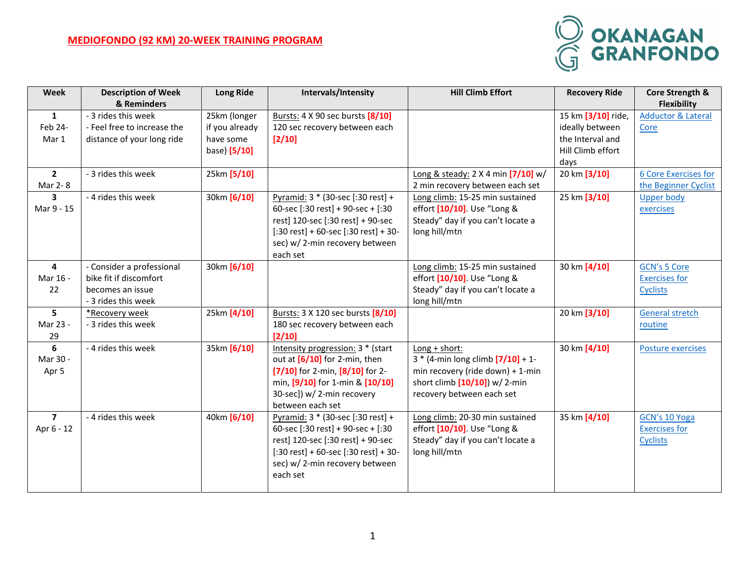# MEDIOFONDO (92 KM) 20-WEEK TRAINING PROGRAM

OKANAGAN GRANFONDO

| Week | Description of Week & Reminders | Long Ride | Intervals/Intensity | Hill Climb Effort | Recovery Ride | Core Strength & Flexibility |
|---|---|---|---|---|---|---|
| **1** Feb 24- Mar 1 | - 3 rides this week<br>- Feel free to increase the distance of your long ride | 25km (longer if you already have some base) **[5/10]** | Bursts: 4 X 90 sec bursts **[8/10]** 120 sec recovery between each **[2/10]** | | 15 km **[3/10]** ride, ideally between the Interval and Hill Climb effort days | Adductor & Lateral Core |
| **2** Mar 2- 8 | - 3 rides this week | 25km **[5/10]** | | Long & steady: 2 X 4 min **[7/10]** w/ 2 min recovery between each set | 20 km **[3/10]** | 6 Core Exercises for the Beginner Cyclist |
| **3** Mar 9 - 15 | - 4 rides this week | 30km **[6/10]** | Pyramid: 3 * (30-sec [:30 rest] + 60-sec [:30 rest] + 90-sec + [:30 rest] 120-sec [:30 rest] + 90-sec [:30 rest] + 60-sec [:30 rest] + 30-sec) w/ 2-min recovery between each set | Long climb: 15-25 min sustained effort **[10/10]**. Use "Long & Steady" day if you can't locate a long hill/mtn | 25 km **[3/10]** | Upper body exercises |
| **4** Mar 16 - 22 | - Consider a professional bike fit if discomfort becomes an issue<br>- 3 rides this week | 30km **[6/10]** | | Long climb: 15-25 min sustained effort **[10/10]**. Use "Long & Steady" day if you can't locate a long hill/mtn | 30 km **[4/10]** | GCN's 5 Core Exercises for Cyclists |
| **5** Mar 23 - 29 | *Recovery week<br>- 3 rides this week | 25km **[4/10]** | Bursts: 3 X 120 sec bursts **[8/10]** 180 sec recovery between each **[2/10]** | | 20 km **[3/10]** | General stretch routine |
| **6** Mar 30 - Apr 5 | - 4 rides this week | 35km **[6/10]** | Intensity progression: 3 * (start out at **[6/10]** for 2-min, then **[7/10]** for 2-min, **[8/10]** for 2-min, **[9/10]** for 1-min & **[10/10]** 30-sec]) w/ 2-min recovery between each set | Long + short: 3 * (4-min long climb **[7/10]** + 1-min recovery (ride down) + 1-min short climb **[10/10]**) w/ 2-min recovery between each set | 30 km **[4/10]** | Posture exercises |
| **7** Apr 6 - 12 | - 4 rides this week | 40km **[6/10]** | Pyramid: 3 * (30-sec [:30 rest] + 60-sec [:30 rest] + 90-sec + [:30 rest] 120-sec [:30 rest] + 90-sec [:30 rest] + 60-sec [:30 rest] + 30-sec) w/ 2-min recovery between each set | Long climb: 20-30 min sustained effort **[10/10]**. Use "Long & Steady" day if you can't locate a long hill/mtn | 35 km **[4/10]** | GCN's 10 Yoga Exercises for Cyclists |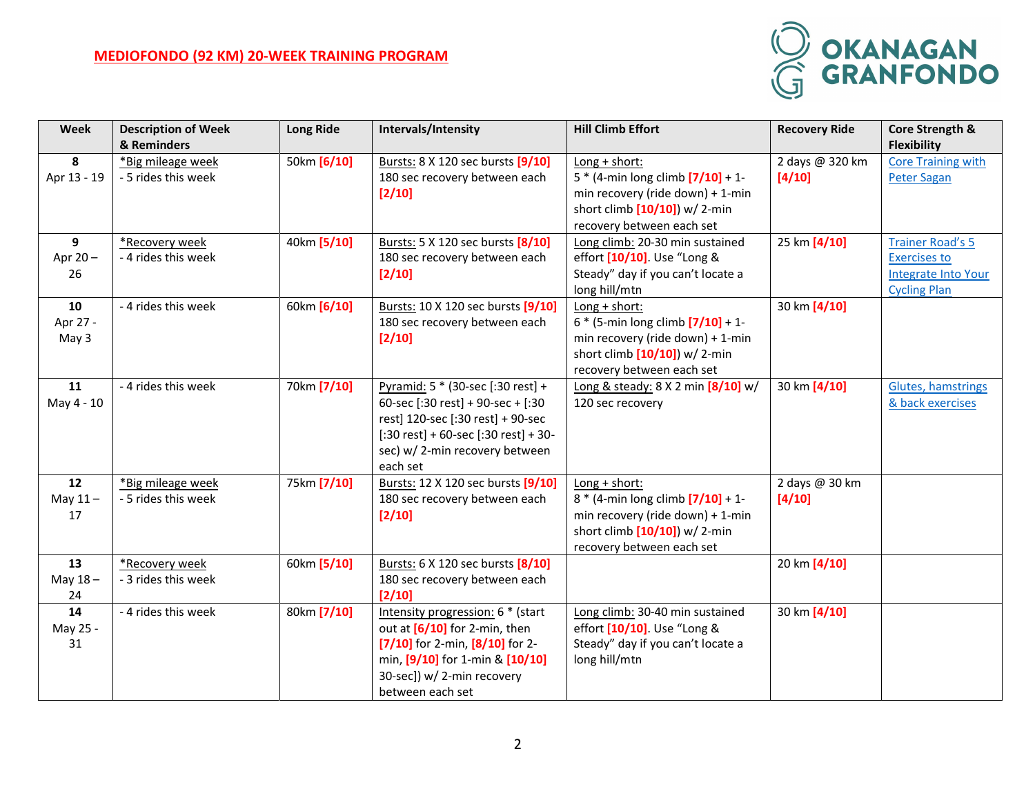MEDIOFONDO (92 KM) 20-WEEK TRAINING PROGRAM

OKANAGAN GRANFONDO

| Week | Description of Week & Reminders | Long Ride | Intervals/Intensity | Hill Climb Effort | Recovery Ride | Core Strength & Flexibility |
|---|---|---|---|---|---|---|
| 8<br>Apr 13 - 19 | *Big mileage week<br>- 5 rides this week | 50km [6/10] | Bursts: 8 X 120 sec bursts [9/10] 180 sec recovery between each [2/10] | Long + short:<br>5 * (4-min long climb [7/10] + 1-min recovery (ride down) + 1-min short climb [10/10]) w/ 2-min recovery between each set | 2 days @ 320 km [4/10] | Core Training with Peter Sagan |
| 9<br>Apr 20 – 26 | *Recovery week<br>- 4 rides this week | 40km [5/10] | Bursts: 5 X 120 sec bursts [8/10] 180 sec recovery between each [2/10] | Long climb: 20-30 min sustained effort [10/10]. Use "Long & Steady" day if you can't locate a long hill/mtn | 25 km [4/10] | Trainer Road's 5 Exercises to Integrate Into Your Cycling Plan |
| 10<br>Apr 27 - May 3 | - 4 rides this week | 60km [6/10] | Bursts: 10 X 120 sec bursts [9/10] 180 sec recovery between each [2/10] | Long + short:<br>6 * (5-min long climb [7/10] + 1-min recovery (ride down) + 1-min short climb [10/10]) w/ 2-min recovery between each set | 30 km [4/10] | |
| 11<br>May 4 - 10 | - 4 rides this week | 70km [7/10] | Pyramid: 5 * (30-sec [:30 rest] + 60-sec [:30 rest] + 90-sec + [:30 rest] 120-sec [:30 rest] + 90-sec [:30 rest] + 60-sec [:30 rest] + 30-sec) w/ 2-min recovery between each set | Long & steady: 8 X 2 min [8/10] w/ 120 sec recovery | 30 km [4/10] | Glutes, hamstrings & back exercises |
| 12<br>May 11 – 17 | *Big mileage week<br>- 5 rides this week | 75km [7/10] | Bursts: 12 X 120 sec bursts [9/10] 180 sec recovery between each [2/10] | Long + short:<br>8 * (4-min long climb [7/10] + 1-min recovery (ride down) + 1-min short climb [10/10]) w/ 2-min recovery between each set | 2 days @ 30 km [4/10] | |
| 13<br>May 18 – 24 | *Recovery week<br>- 3 rides this week | 60km [5/10] | Bursts: 6 X 120 sec bursts [8/10] 180 sec recovery between each [2/10] | | 20 km [4/10] | |
| 14<br>May 25 - 31 | - 4 rides this week | 80km [7/10] | Intensity progression: 6 * (start out at [6/10] for 2-min, then [7/10] for 2-min, [8/10] for 2-min, [9/10] for 1-min & [10/10] 30-sec]) w/ 2-min recovery between each set | Long climb: 30-40 min sustained effort [10/10]. Use "Long & Steady" day if you can't locate a long hill/mtn | 30 km [4/10] | |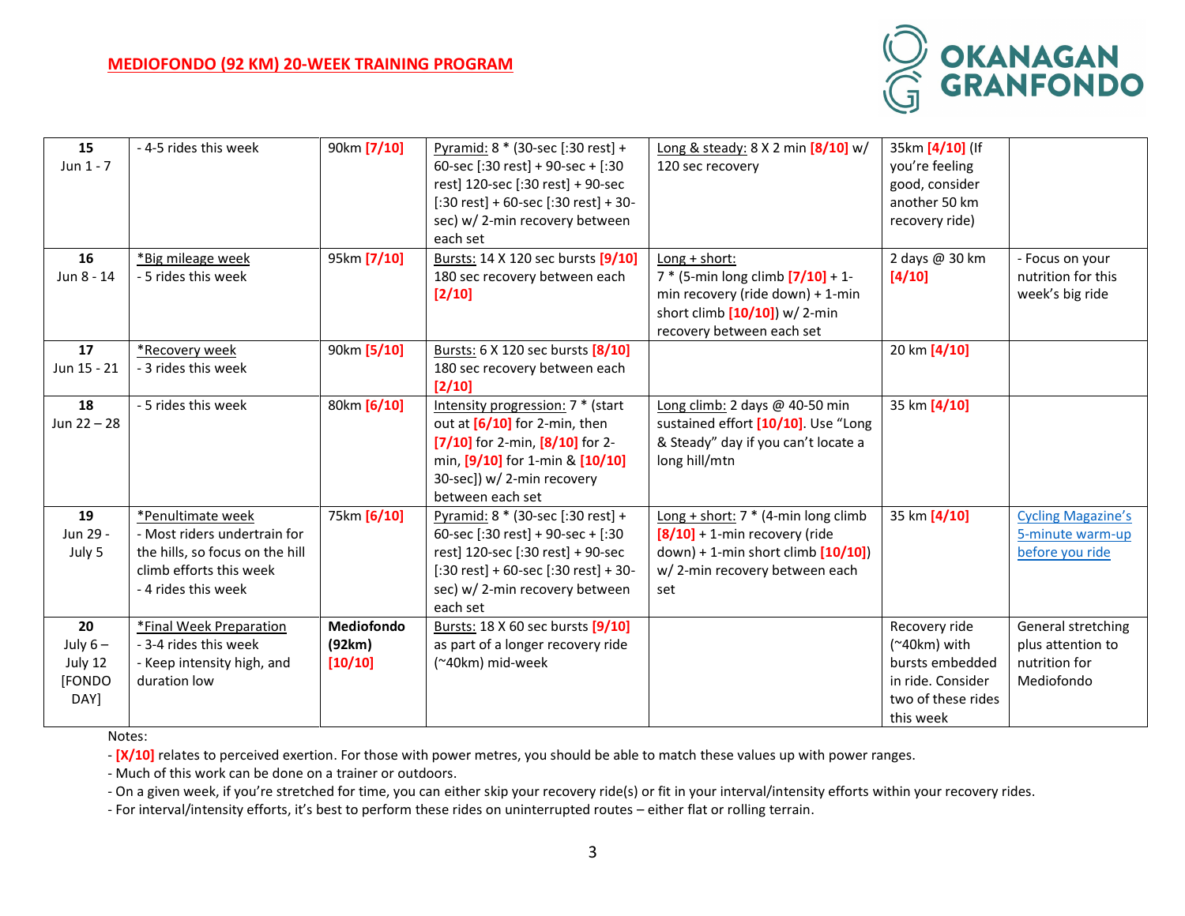**MEDIOFONDO (92 KM) 20-WEEK TRAINING PROGRAM**

OKANAGAN GRANFONDO

| | | | | | | |
|---|---|---|---|---|---|---|
| 15<br>Jun 1 - 7 | - 4-5 rides this week | 90km [7/10] | Pyramid: 8 * (30-sec [:30 rest] + 60-sec [:30 rest] + 90-sec + [:30 rest] 120-sec [:30 rest] + 90-sec [:30 rest] + 60-sec [:30 rest] + 30-sec) w/ 2-min recovery between each set | Long & steady: 8 X 2 min [8/10] w/ 120 sec recovery | 35km [4/10] (If you're feeling good, consider another 50 km recovery ride) | |
| 16<br>Jun 8 - 14 | *Big mileage week<br>- 5 rides this week | 95km [7/10] | Bursts: 14 X 120 sec bursts [9/10] 180 sec recovery between each [2/10] | Long + short:<br>7 * (5-min long climb [7/10] + 1-min recovery (ride down) + 1-min short climb [10/10]) w/ 2-min recovery between each set | 2 days @ 30 km [4/10] | - Focus on your nutrition for this week's big ride |
| 17<br>Jun 15 - 21 | *Recovery week<br>- 3 rides this week | 90km [5/10] | Bursts: 6 X 120 sec bursts [8/10] 180 sec recovery between each [2/10] | | 20 km [4/10] | |
| 18<br>Jun 22 – 28 | - 5 rides this week | 80km [6/10] | Intensity progression: 7 * (start out at [6/10] for 2-min, then [7/10] for 2-min, [8/10] for 2-min, [9/10] for 1-min & [10/10] 30-sec]) w/ 2-min recovery between each set | Long climb: 2 days @ 40-50 min sustained effort [10/10]. Use "Long & Steady" day if you can't locate a long hill/mtn | 35 km [4/10] | |
| 19<br>Jun 29 - July 5 | *Penultimate week<br>- Most riders undertrain for the hills, so focus on the hill climb efforts this week<br>- 4 rides this week | 75km [6/10] | Pyramid: 8 * (30-sec [:30 rest] + 60-sec [:30 rest] + 90-sec + [:30 rest] 120-sec [:30 rest] + 90-sec [:30 rest] + 60-sec [:30 rest] + 30-sec) w/ 2-min recovery between each set | Long + short: 7 * (4-min long climb [8/10] + 1-min recovery (ride down) + 1-min short climb [10/10]) w/ 2-min recovery between each set | 35 km [4/10] | Cycling Magazine's 5-minute warm-up before you ride |
| 20<br>July 6 – July 12<br>[FONDO DAY] | *Final Week Preparation<br>- 3-4 rides this week<br>- Keep intensity high, and duration low | **Mediofondo (92km) [10/10]** | Bursts: 18 X 60 sec bursts [9/10] as part of a longer recovery ride (~40km) mid-week | | Recovery ride (~40km) with bursts embedded in ride. Consider two of these rides this week | General stretching plus attention to nutrition for Mediofondo |

Notes:

- [X/10] relates to perceived exertion. For those with power metres, you should be able to match these values up with power ranges.
- Much of this work can be done on a trainer or outdoors.
- On a given week, if you're stretched for time, you can either skip your recovery ride(s) or fit in your interval/intensity efforts within your recovery rides.
- For interval/intensity efforts, it's best to perform these rides on uninterrupted routes – either flat or rolling terrain.